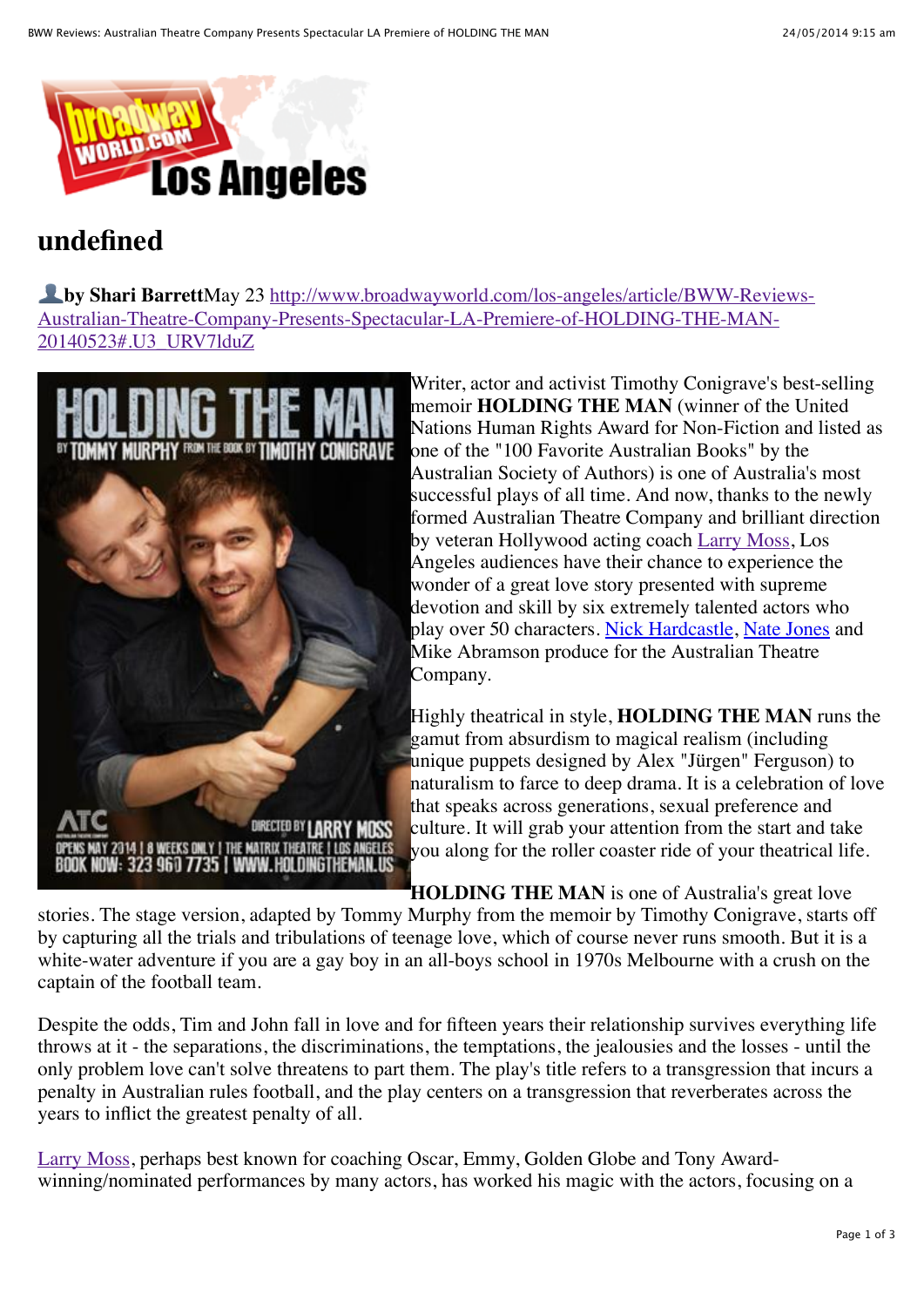# undefined

**by Shari Barrett**May 23 http://www.broadwayworld.com/los-angeles/article/BWW-Reviews-Australian-Theatre-Company-Presents-Spectacular-LA-Premiere-of-HOLDING-THE-MAN-20140523#.U3_URV7lduZ

Writer, actor and activist Timothy Conigrave's best-selling memoir **HOLDING THE MAN** (winner of the United Nations Human Rights Award for Non-Fiction and listed as one of the "100 Favorite Australian Books" by the Australian Society of Authors) is one of Australia's most successful plays of all time. And now, thanks to the newly formed Australian Theatre Company and brilliant direction by veteran Hollywood acting coach Larry Moss, Los Angeles audiences have their chance to experience the wonder of a great love story presented with supreme devotion and skill by six extremely talented actors who play over 50 characters. Nick Hardcastle, Nate Jones and Mike Abramson produce for the Australian Theatre Company.

Highly theatrical in style, **HOLDING THE MAN** runs the gamut from absurdism to magical realism (including unique puppets designed by Alex "Jürgen" Ferguson) to naturalism to farce to deep drama. It is a celebration of love that speaks across generations, sexual preference and culture. It will grab your attention from the start and take you along for the roller coaster ride of your theatrical life.

**HOLDING THE MAN** is one of Australia's great love stories. The stage version, adapted by Tommy Murphy from the memoir by Timothy Conigrave, starts off by capturing all the trials and tribulations of teenage love, which of course never runs smooth. But it is a white-water adventure if you are a gay boy in an all-boys school in 1970s Melbourne with a crush on the captain of the football team.

Despite the odds, Tim and John fall in love and for fifteen years their relationship survives everything life throws at it - the separations, the discriminations, the temptations, the jealousies and the losses - until the only problem love can't solve threatens to part them. The play's title refers to a transgression that incurs a penalty in Australian rules football, and the play centers on a transgression that reverberates across the years to inflict the greatest penalty of all.

Larry Moss, perhaps best known for coaching Oscar, Emmy, Golden Globe and Tony Award-winning/nominated performances by many actors, has worked his magic with the actors, focusing on a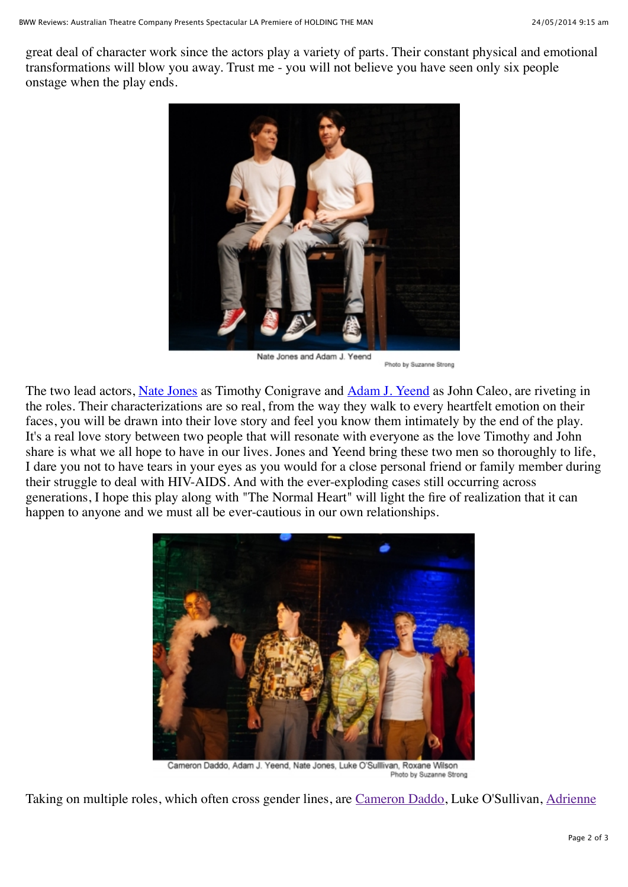great deal of character work since the actors play a variety of parts. Their constant physical and emotional transformations will blow you away. Trust me - you will not believe you have seen only six people onstage when the play ends.

Nate Jones and Adam J. Yeend

Photo by Suzanne Strong

The two lead actors, Nate Jones as Timothy Conigrave and Adam J. Yeend as John Caleo, are riveting in the roles. Their characterizations are so real, from the way they walk to every heartfelt emotion on their faces, you will be drawn into their love story and feel you know them intimately by the end of the play. It's a real love story between two people that will resonate with everyone as the love Timothy and John share is what we all hope to have in our lives. Jones and Yeend bring these two men so thoroughly to life, I dare you not to have tears in your eyes as you would for a close personal friend or family member during their struggle to deal with HIV-AIDS. And with the ever-exploding cases still occurring across generations, I hope this play along with "The Normal Heart" will light the fire of realization that it can happen to anyone and we must all be ever-cautious in our own relationships.

Cameron Daddo, Adam J. Yeend, Nate Jones, Luke O'Sulllivan, Roxane Wilson

Photo by Suzanne Strong

Taking on multiple roles, which often cross gender lines, are Cameron Daddo, Luke O'Sullivan, Adrienne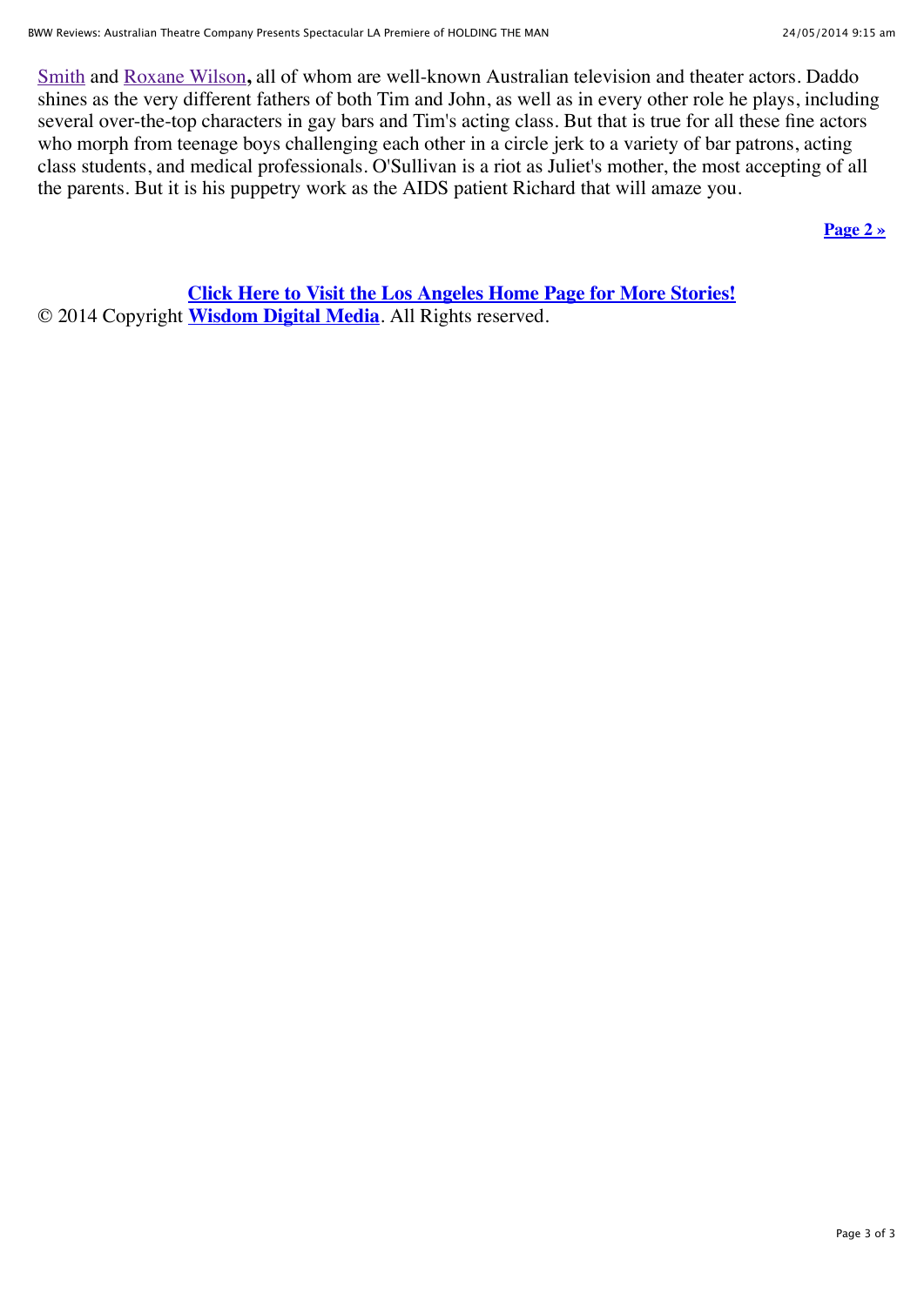Smith and Roxane Wilson**,** all of whom are well-known Australian television and theater actors. Daddo shines as the very different fathers of both Tim and John, as well as in every other role he plays, including several over-the-top characters in gay bars and Tim's acting class. But that is true for all these fine actors who morph from teenage boys challenging each other in a circle jerk to a variety of bar patrons, acting class students, and medical professionals. O'Sullivan is a riot as Juliet's mother, the most accepting of all the parents. But it is his puppetry work as the AIDS patient Richard that will amaze you.

**Page 2 »**

**Click Here to Visit the Los Angeles Home Page for More Stories!**

© 2014 Copyright **Wisdom Digital Media**. All Rights reserved.